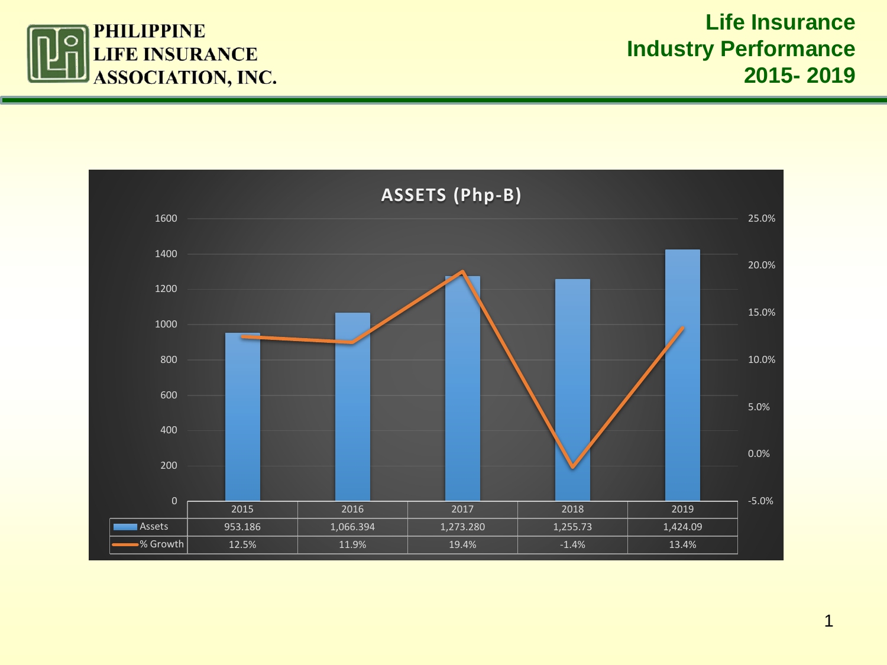PHILIPPINE LIFE INSURANCE ASSOCIATION, INC.

# Life Insurance Industry Performance 2015- 2019

## ASSETS (Php-B)

| | 2015 | 2016 | 2017 | 2018 | 2019 |
|---|---|---|---|---|---|
| Assets | 953.186 | 1,066.394 | 1,273.280 | 1,255.73 | 1,424.09 |
| % Growth | 12.5% | 11.9% | 19.4% | -1.4% | 13.4% |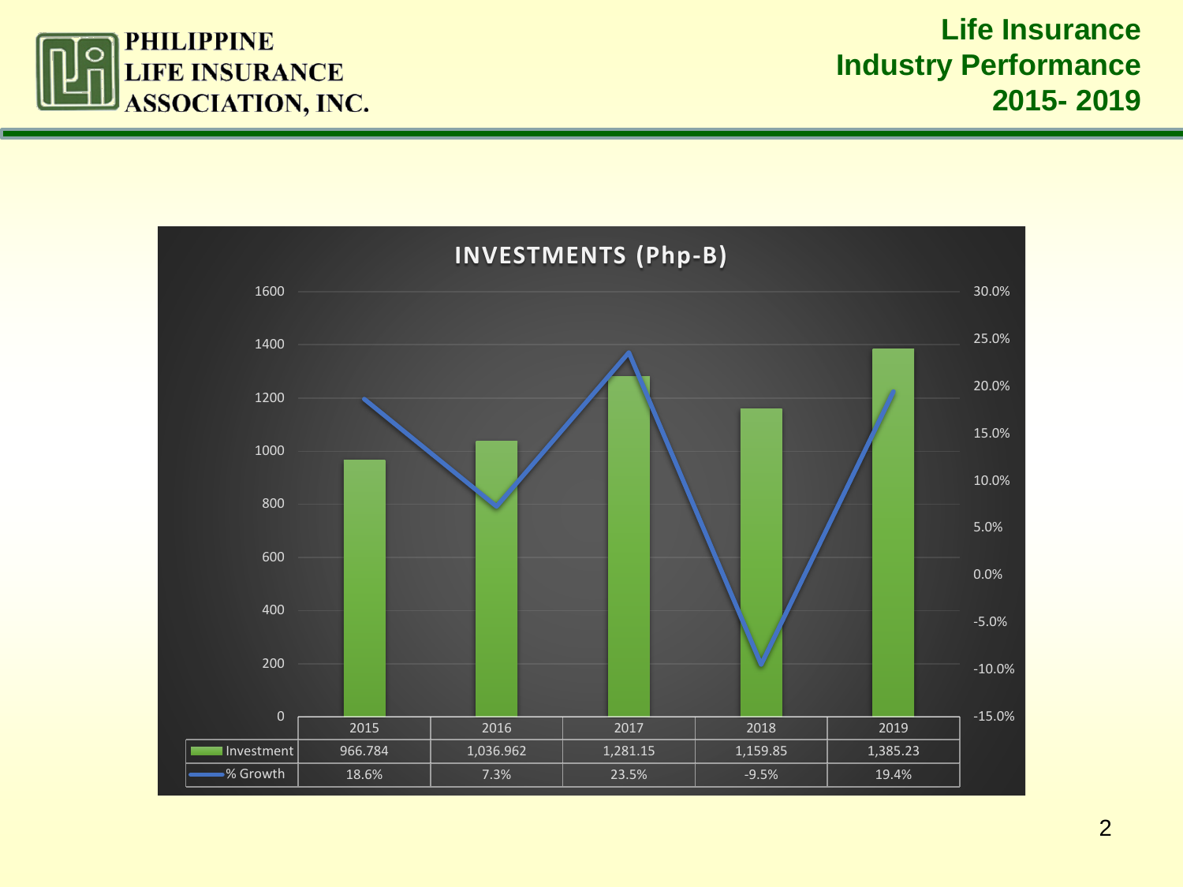PHILIPPINE LIFE INSURANCE ASSOCIATION, INC.

# Life Insurance Industry Performance 2015- 2019

## INVESTMENTS (Php-B)

| | 2015 | 2016 | 2017 | 2018 | 2019 |
|---|---|---|---|---|---|
| Investment | 966.784 | 1,036.962 | 1,281.15 | 1,159.85 | 1,385.23 |
| % Growth | 18.6% | 7.3% | 23.5% | -9.5% | 19.4% |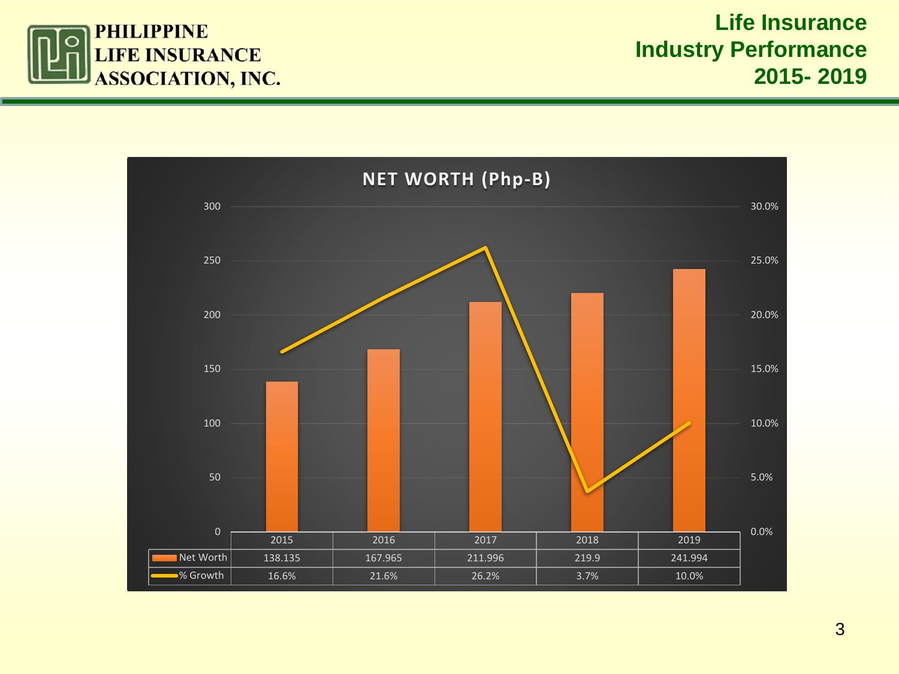PHILIPPINE LIFE INSURANCE ASSOCIATION, INC.

# Life Insurance Industry Performance 2015- 2019

## NET WORTH (Php-B)

| | 2015 | 2016 | 2017 | 2018 | 2019 |
|---|---|---|---|---|---|
| Net Worth | 138.135 | 167.965 | 211.996 | 219.9 | 241.994 |
| % Growth | 16.6% | 21.6% | 26.2% | 3.7% | 10.0% |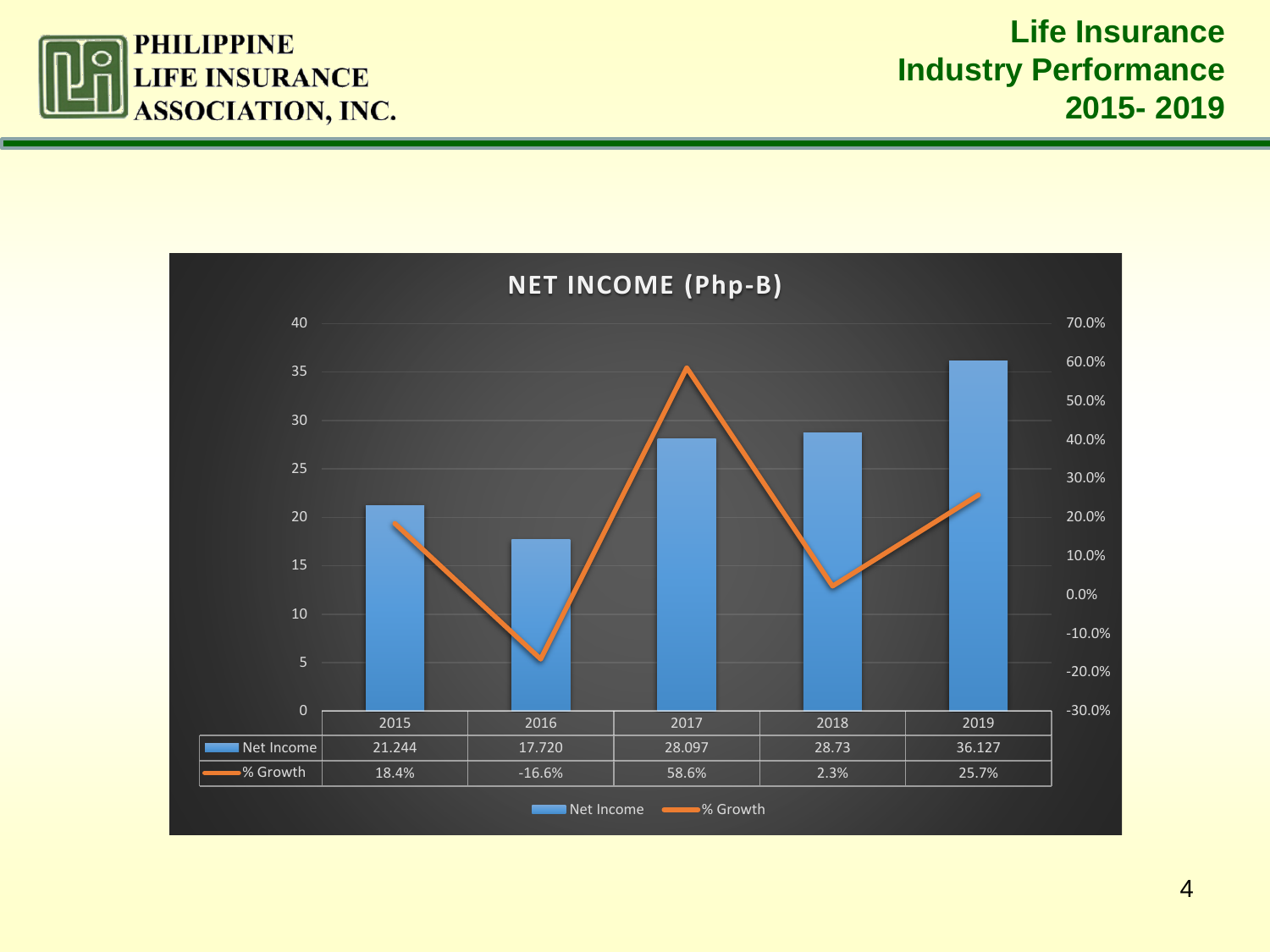PHILIPPINE LIFE INSURANCE ASSOCIATION, INC.

# Life Insurance Industry Performance 2015- 2019

## NET INCOME (Php-B)

| | 2015 | 2016 | 2017 | 2018 | 2019 |
|---|---|---|---|---|---|
| Net Income | 21.244 | 17.720 | 28.097 | 28.73 | 36.127 |
| % Growth | 18.4% | -16.6% | 58.6% | 2.3% | 25.7% |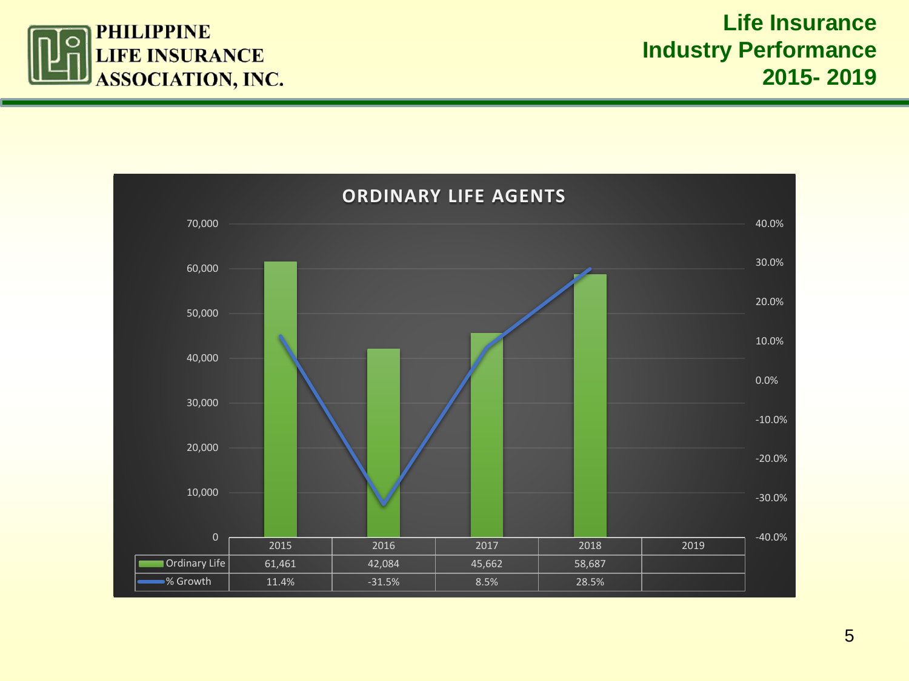PHILIPPINE LIFE INSURANCE ASSOCIATION, INC.

# Life Insurance Industry Performance 2015- 2019

## ORDINARY LIFE AGENTS

| | 2015 | 2016 | 2017 | 2018 | 2019 |
|---|---|---|---|---|---|
| Ordinary Life | 61,461 | 42,084 | 45,662 | 58,687 | |
| % Growth | 11.4% | -31.5% | 8.5% | 28.5% | |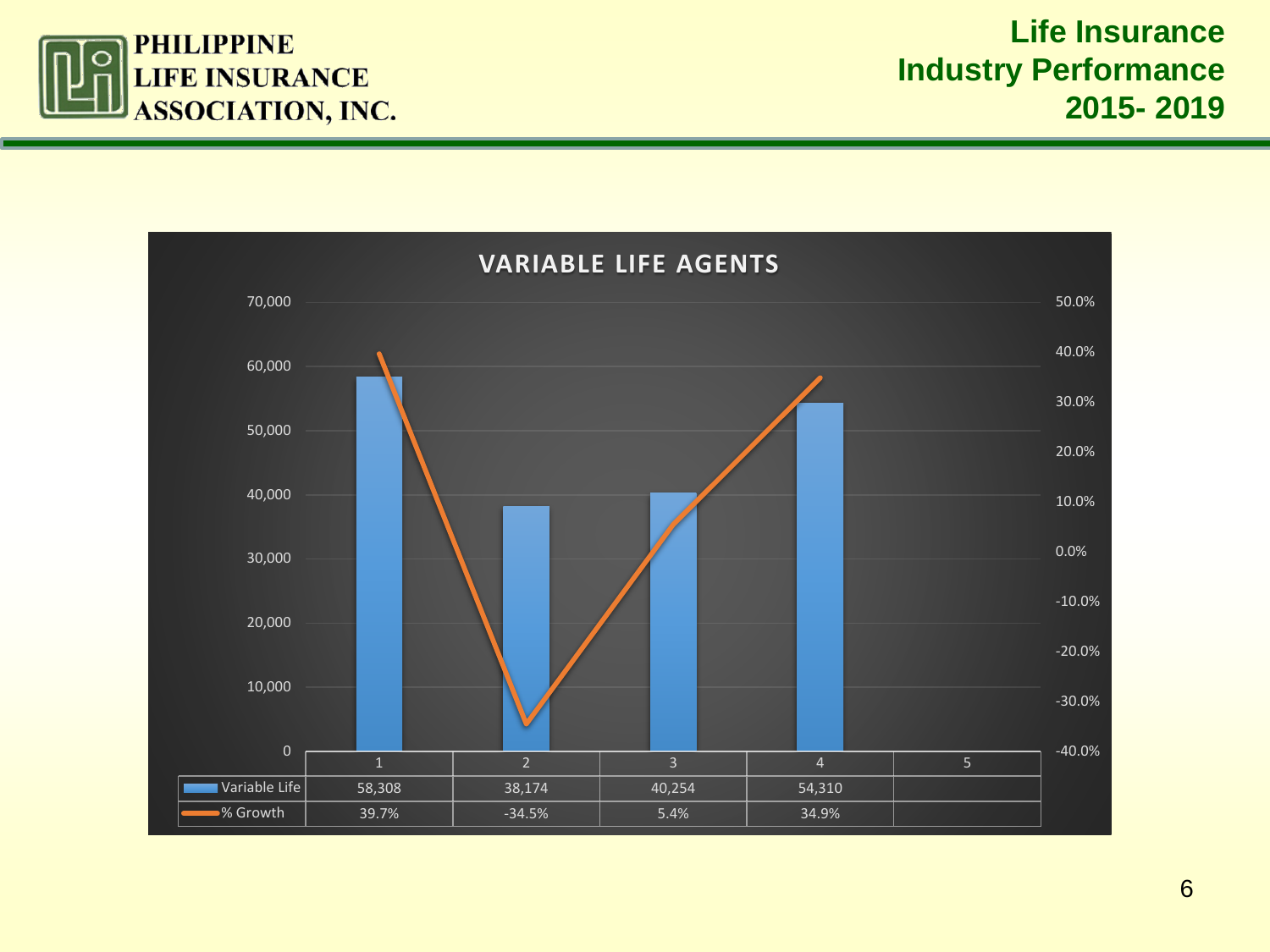# Life Insurance Industry Performance 2015- 2019

## VARIABLE LIFE AGENTS

| | 1 | 2 | 3 | 4 | 5 |
|---|---|---|---|---|---|
| Variable Life | 58,308 | 38,174 | 40,254 | 54,310 | |
| % Growth | 39.7% | -34.5% | 5.4% | 34.9% | |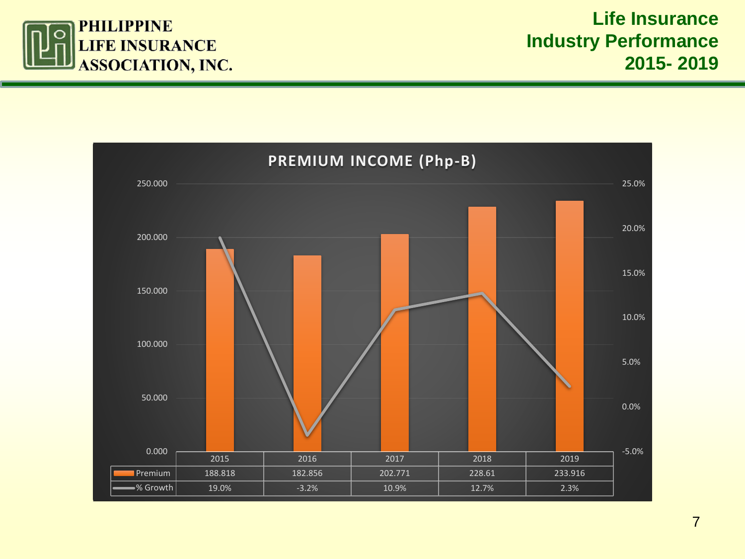PHILIPPINE LIFE INSURANCE ASSOCIATION, INC.

# Life Insurance Industry Performance 2015- 2019

## PREMIUM INCOME (Php-B)

| | 2015 | 2016 | 2017 | 2018 | 2019 |
|---|---|---|---|---|---|
| Premium | 188.818 | 182.856 | 202.771 | 228.61 | 233.916 |
| % Growth | 19.0% | -3.2% | 10.9% | 12.7% | 2.3% |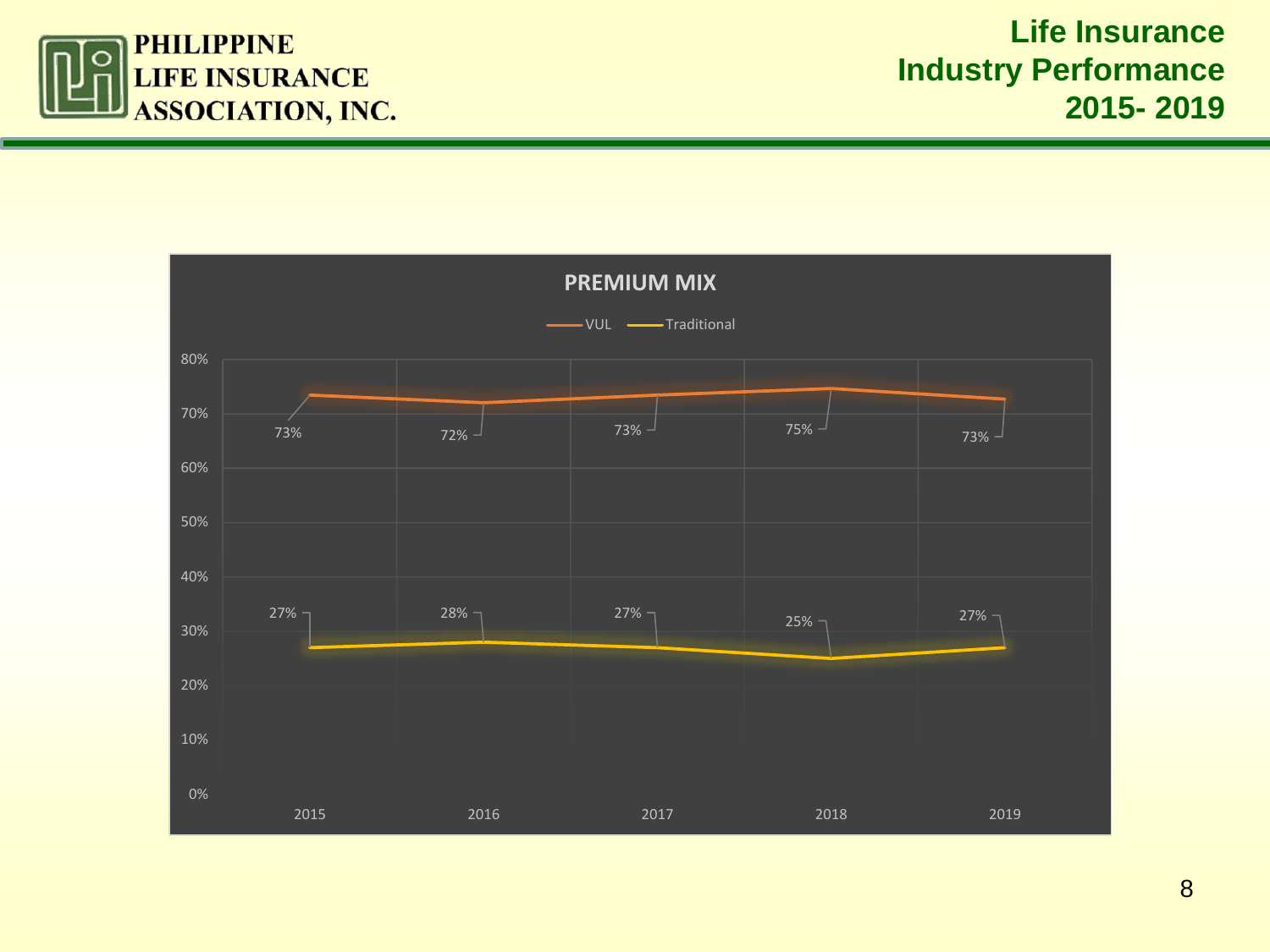# Life Insurance Industry Performance 2015- 2019

## PREMIUM MIX

| Year | VUL | Traditional |
| --- | --- | --- |
| 2015 | 73% | 27% |
| 2016 | 72% | 28% |
| 2017 | 73% | 27% |
| 2018 | 75% | 25% |
| 2019 | 73% | 27% |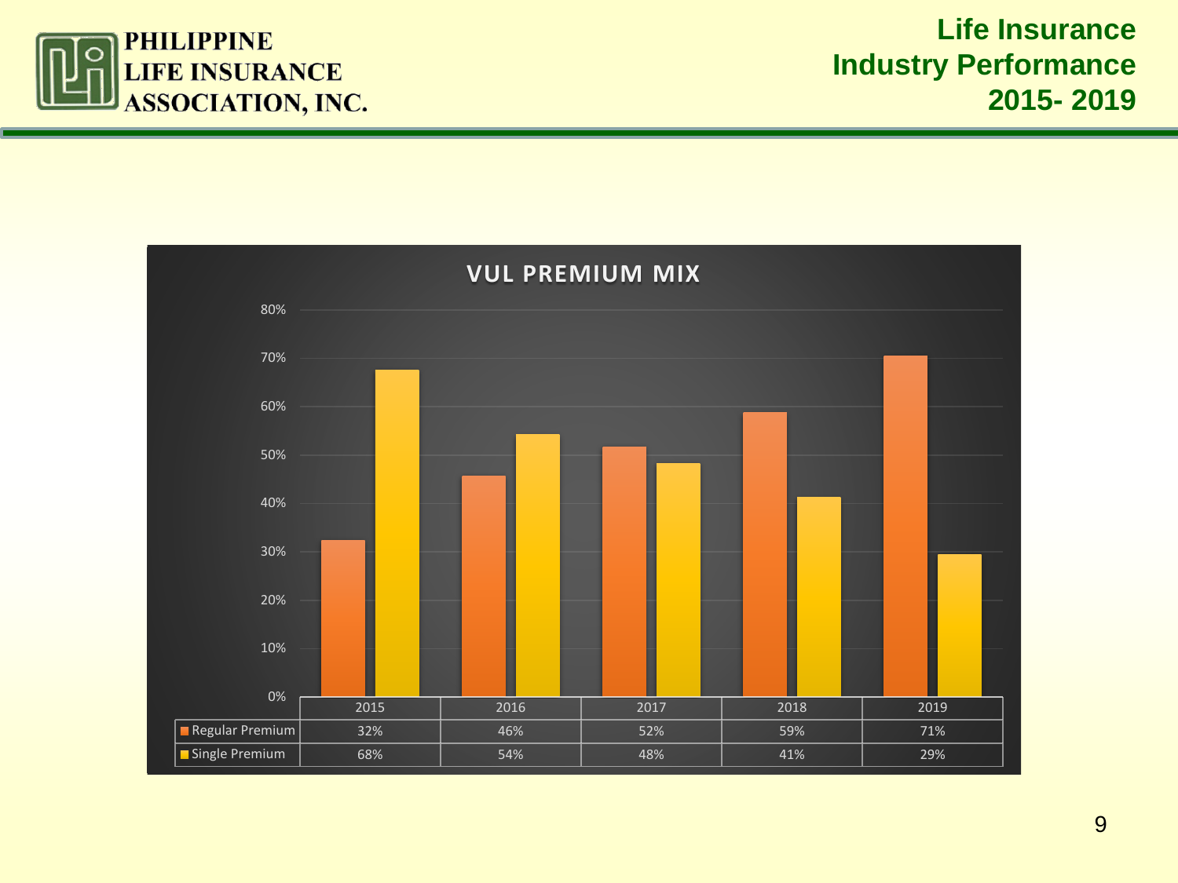# VUL PREMIUM MIX

| | 2015 | 2016 | 2017 | 2018 | 2019 |
|---|---|---|---|---|---|
| Regular Premium | 32% | 46% | 52% | 59% | 71% |
| Single Premium | 68% | 54% | 48% | 41% | 29% |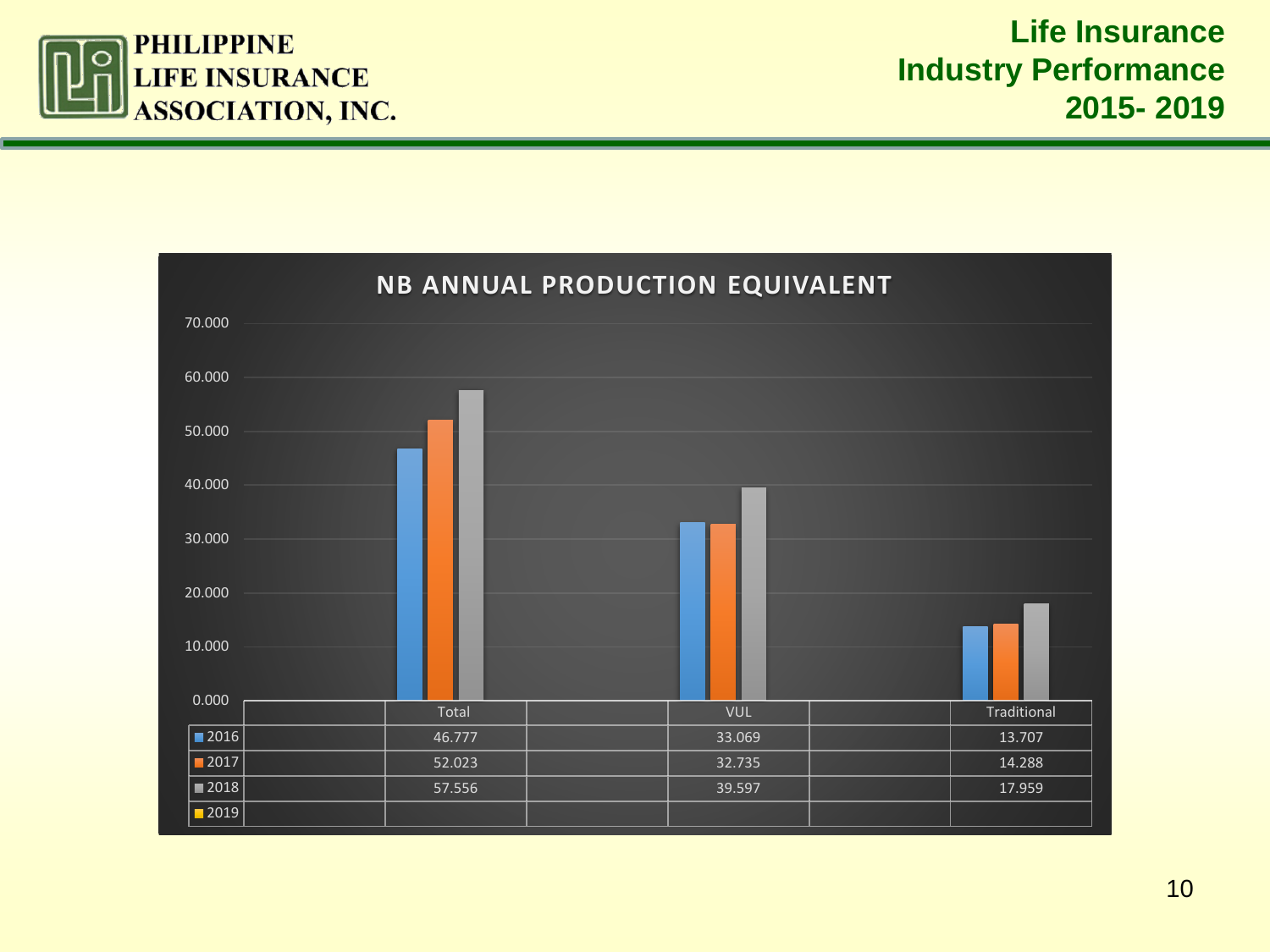# Life Insurance Industry Performance 2015- 2019

## NB ANNUAL PRODUCTION EQUIVALENT

| | Total | VUL | Traditional |
|---|---|---|---|
| 2016 | 46.777 | 33.069 | 13.707 |
| 2017 | 52.023 | 32.735 | 14.288 |
| 2018 | 57.556 | 39.597 | 17.959 |
| 2019 | | | |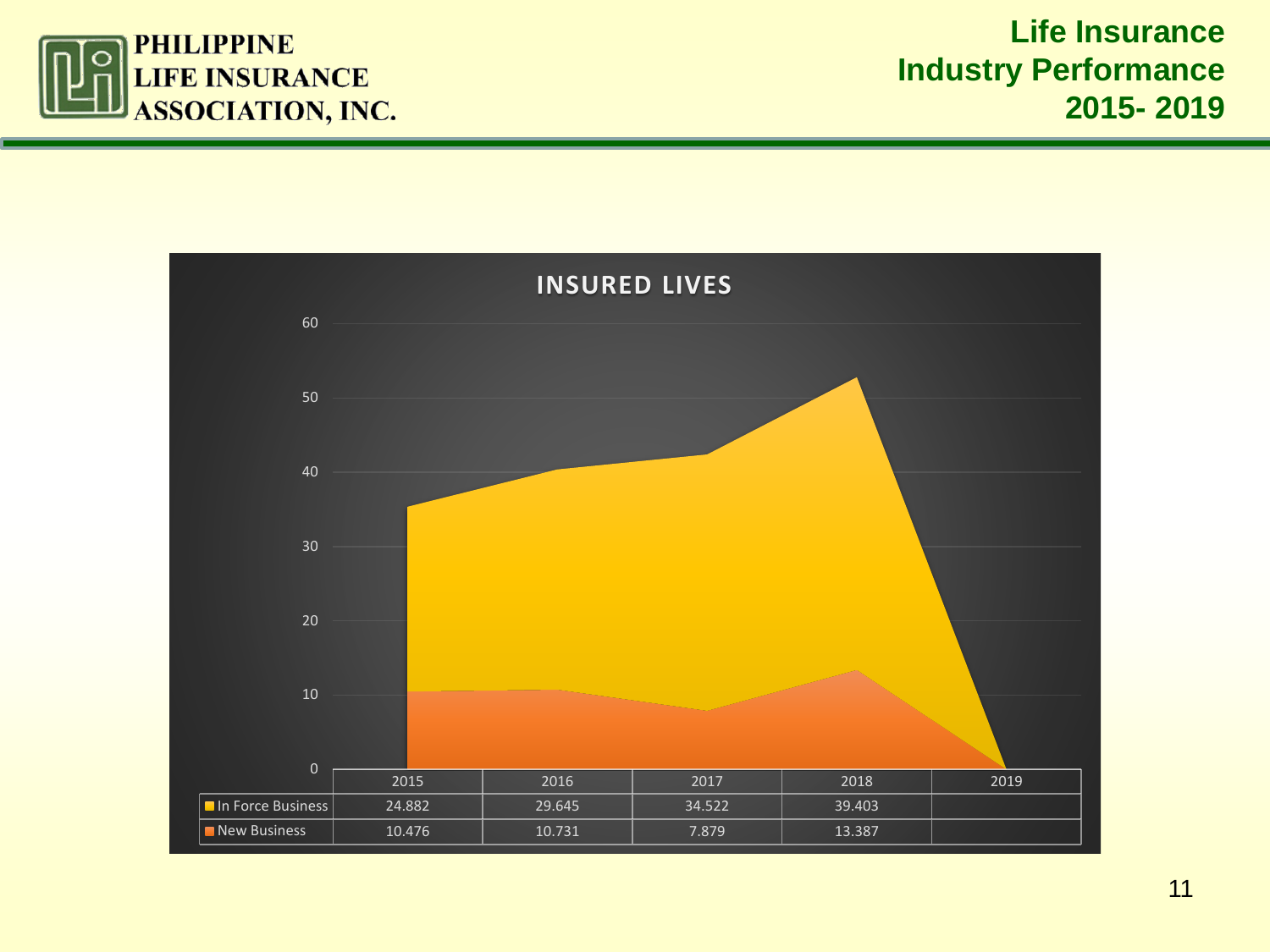PHILIPPINE LIFE INSURANCE ASSOCIATION, INC.

# Life Insurance Industry Performance 2015- 2019

## INSURED LIVES

| | 2015 | 2016 | 2017 | 2018 | 2019 |
|---|---|---|---|---|---|
| In Force Business | 24.882 | 29.645 | 34.522 | 39.403 | |
| New Business | 10.476 | 10.731 | 7.879 | 13.387 | |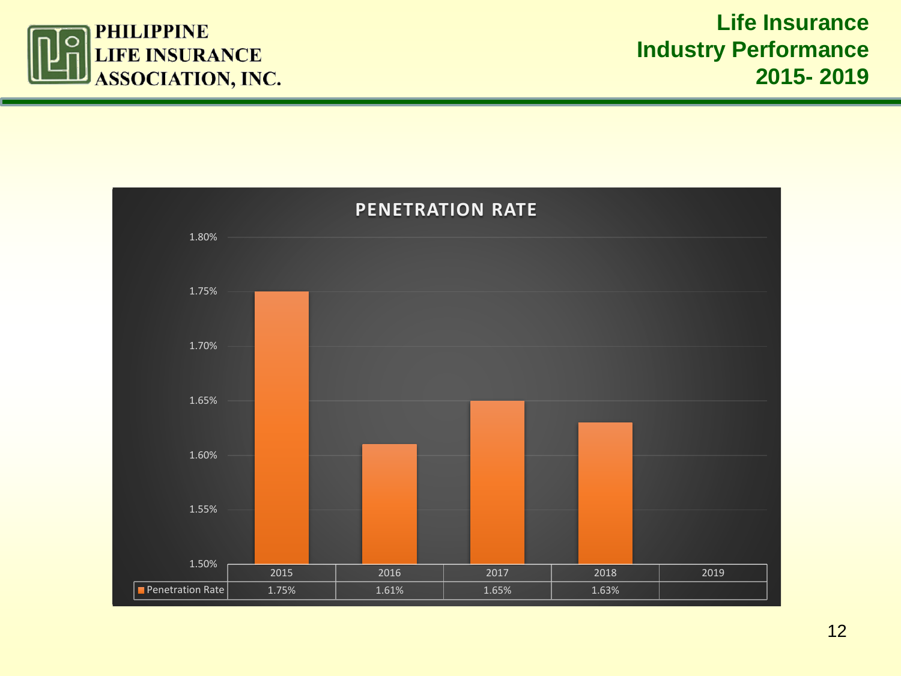PHILIPPINE LIFE INSURANCE ASSOCIATION, INC.

# Life Insurance Industry Performance 2015- 2019

## PENETRATION RATE

| | 2015 | 2016 | 2017 | 2018 | 2019 |
|---|---|---|---|---|---|
| Penetration Rate | 1.75% | 1.61% | 1.65% | 1.63% | |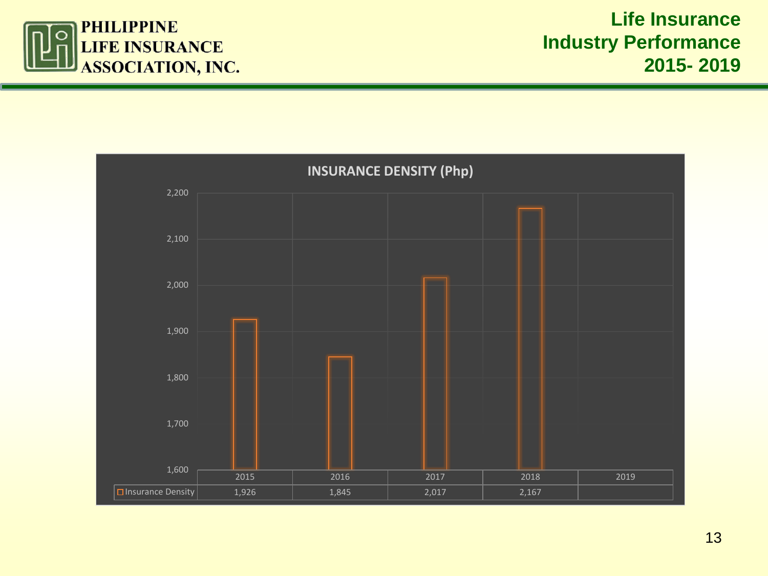# Life Insurance Industry Performance 2015- 2019

## INSURANCE DENSITY (Php)

| | 2015 | 2016 | 2017 | 2018 | 2019 |
|---|---|---|---|---|---|
| Insurance Density | 1,926 | 1,845 | 2,017 | 2,167 | |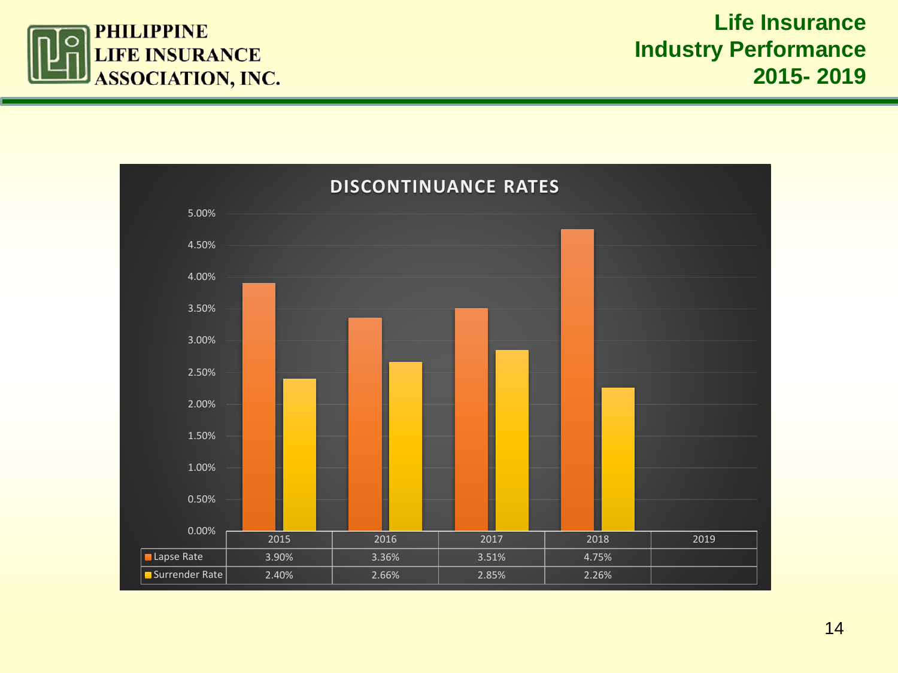PHILIPPINE LIFE INSURANCE ASSOCIATION, INC.

# Life Insurance Industry Performance 2015- 2019

## DISCONTINUANCE RATES

| | 2015 | 2016 | 2017 | 2018 | 2019 |
|---|---|---|---|---|---|
| Lapse Rate | 3.90% | 3.36% | 3.51% | 4.75% | |
| Surrender Rate | 2.40% | 2.66% | 2.85% | 2.26% | |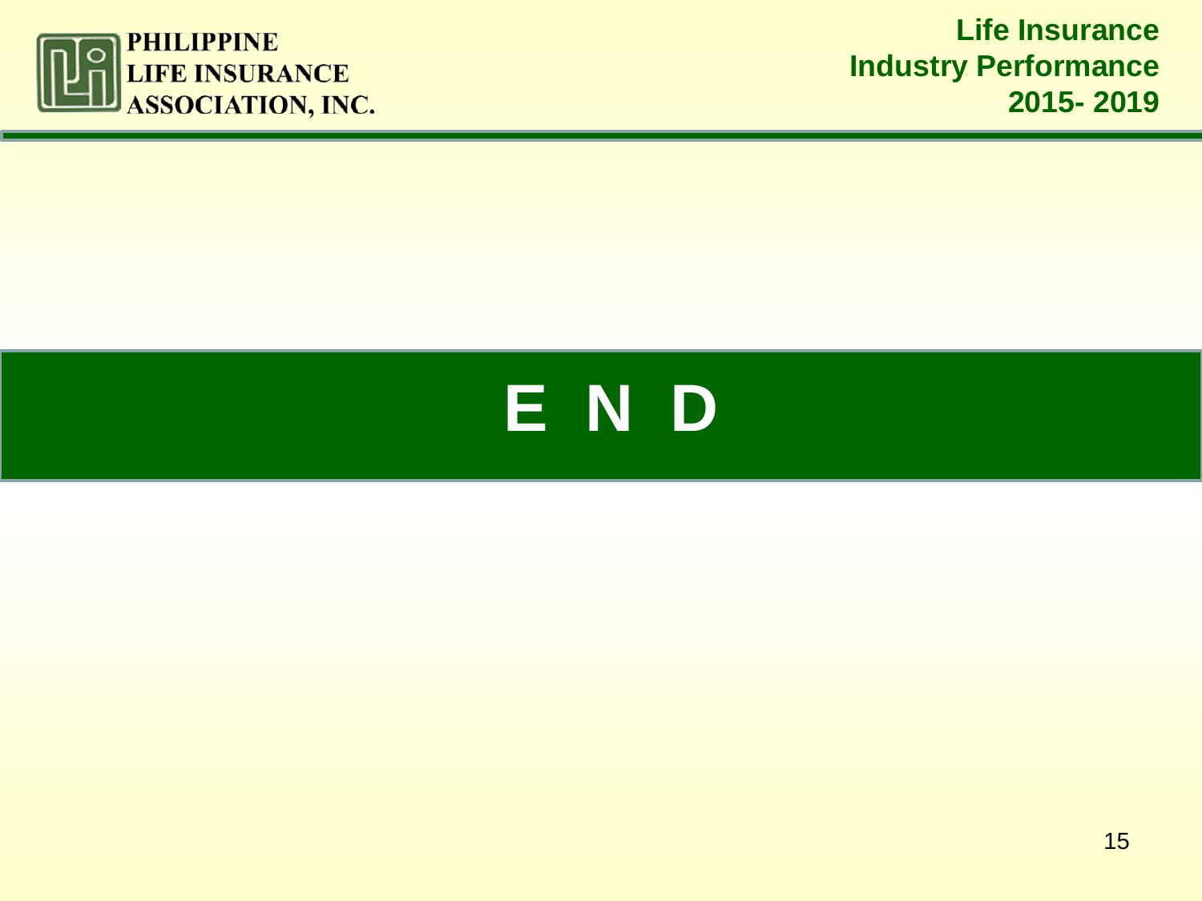# E N D